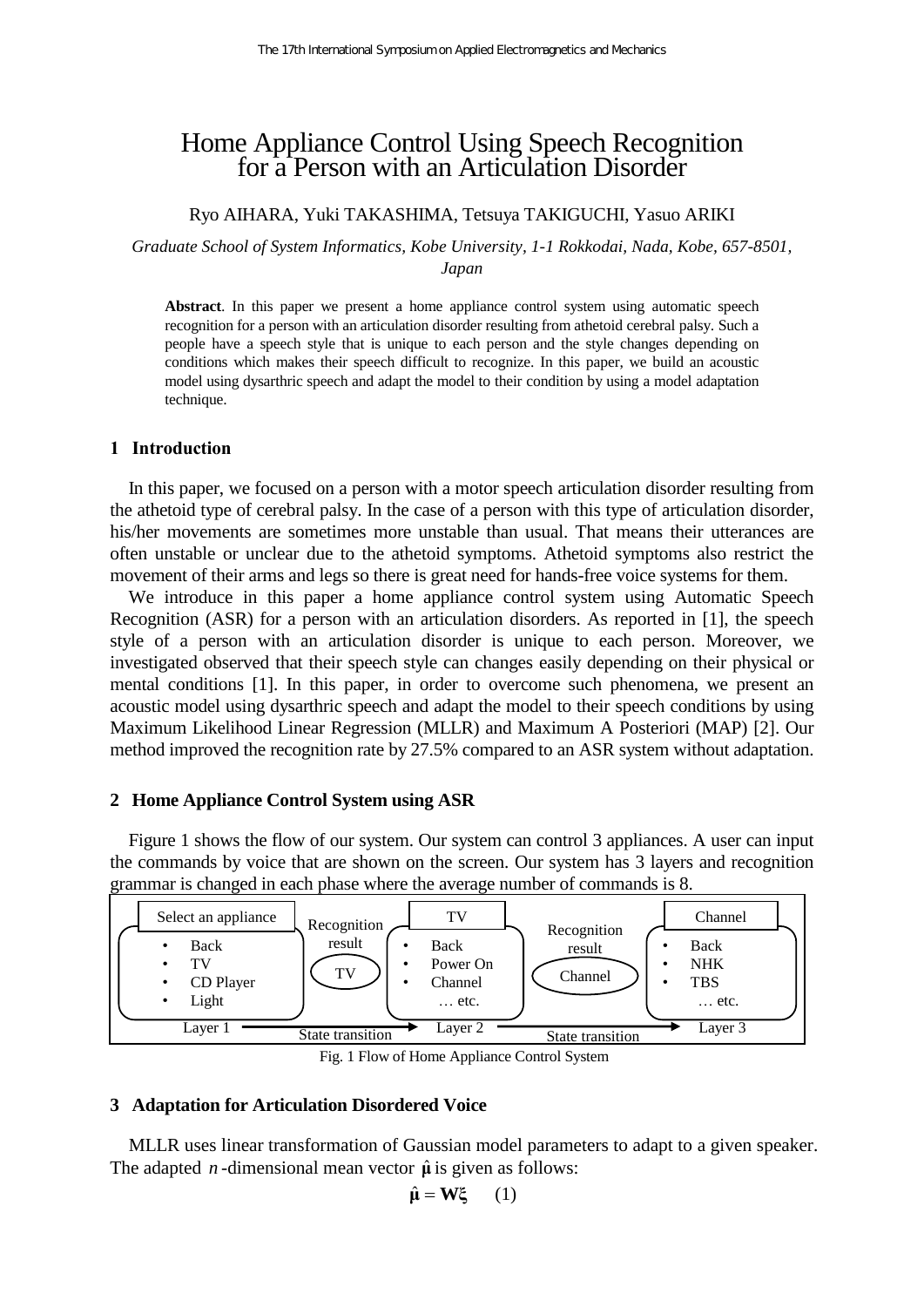# Home Appliance Control Using Speech Recognition for a Person with an Articulation Disorder

Ryo AIHARA, Yuki TAKASHIMA, Tetsuya TAKIGUCHI, Yasuo ARIKI

*Graduate School of System Informatics, Kobe University, 1-1 Rokkodai, Nada, Kobe, 657-8501, Japan*

**Abstract**. In this paper we present a home appliance control system using automatic speech recognition for a person with an articulation disorder resulting from athetoid cerebral palsy. Such a people have a speech style that is unique to each person and the style changes depending on conditions which makes their speech difficult to recognize. In this paper, we build an acoustic model using dysarthric speech and adapt the model to their condition by using a model adaptation technique.

## 1 Introduction

In this paper, we focused on a person with a motor speech articulation disorder resulting from the athetoid type of cerebral palsy. In the case of a person with this type of articulation disorder, his/her movements are sometimes more unstable than usual. That means their utterances are often unstable or unclear due to the athetoid symptoms. Athetoid symptoms also restrict the movement of their arms and legs so there is great need for hands-free voice systems for them.

We introduce in this paper a home appliance control system using Automatic Speech Recognition (ASR) for a person with an articulation disorders. As reported in [1], the speech style of a person with an articulation disorder is unique to each person. Moreover, we investigated observed that their speech style can changes easily depending on their physical or mental conditions [1]. In this paper, in order to overcome such phenomena, we present an acoustic model using dysarthric speech and adapt the model to their speech conditions by using Maximum Likelihood Linear Regression (MLLR) and Maximum A Posteriori (MAP) [2]. Our method improved the recognition rate by 27.5% compared to an ASR system without adaptation.

## 2 Home Appliance Control System using ASR

Figure 1 shows the flow of our system. Our system can control 3 appliances. A user can input the commands by voice that are shown on the screen. Our system has 3 layers and recognition grammar is changed in each phase where the average number of commands is 8.

Layer 1 — Select an appliance:
- Back
- TV
- CD Player
- Light

Recognition result: TV → State transition →

Layer 2 — TV:
- Back
- Power On
- Channel
- … etc.

Recognition result: Channel → State transition →

Layer 3 — Channel:
- Back
- NHK
- TBS
- … etc.

Fig. 1 Flow of Home Appliance Control System

## 3 Adaptation for Articulation Disordered Voice

MLLR uses linear transformation of Gaussian model parameters to adapt to a given speaker. The adapted $n$-dimensional mean vector $\hat{\boldsymbol{\mu}}$ is given as follows:

$$\hat{\boldsymbol{\mu}} = \mathbf{W}\boldsymbol{\xi} \qquad (1)$$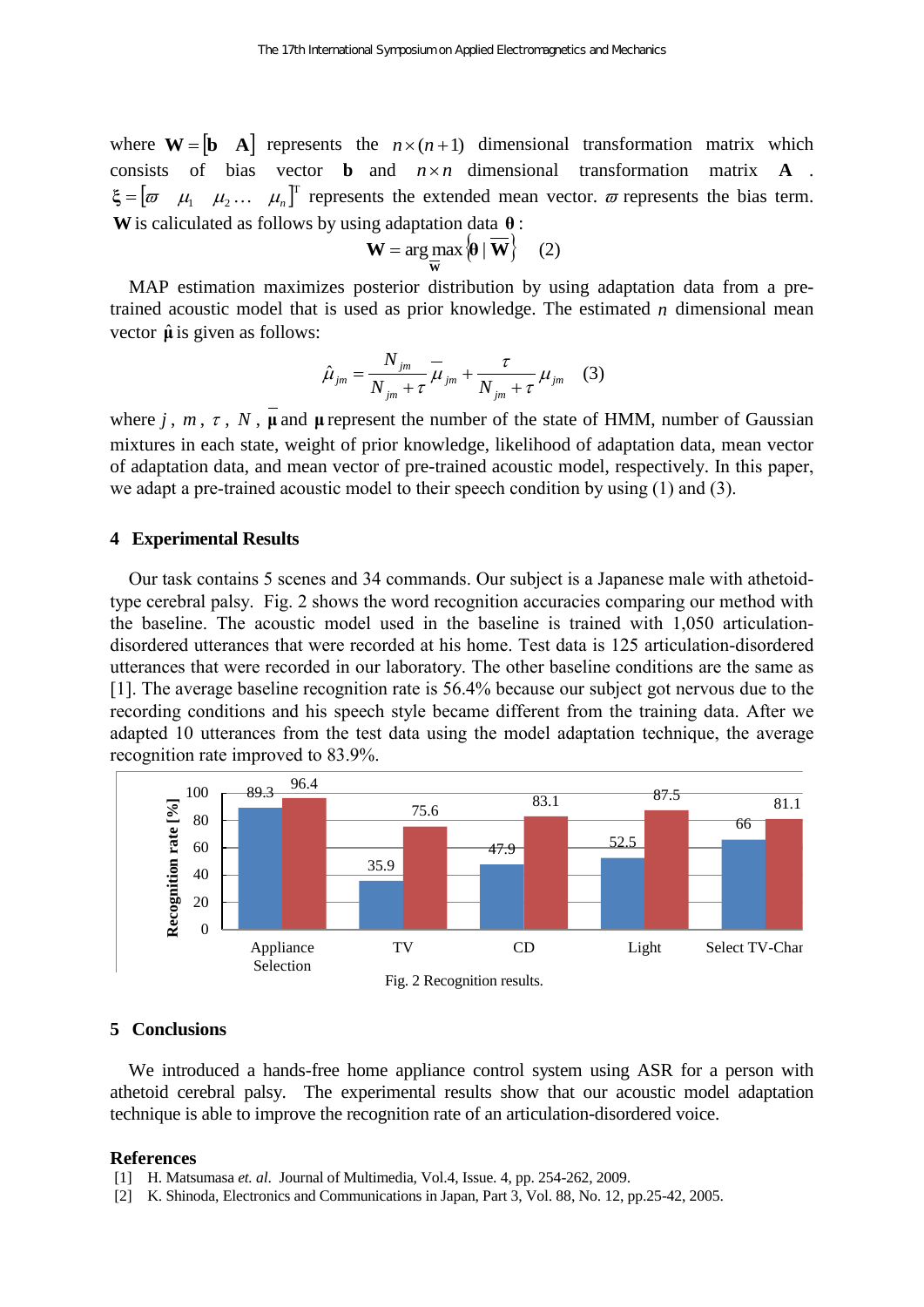where $\mathbf{W} = [\mathbf{b} \quad \mathbf{A}]$ represents the $n \times (n+1)$ dimensional transformation matrix which consists of bias vector $\mathbf{b}$ and $n \times n$ dimensional transformation matrix $\mathbf{A}$ . $\boldsymbol{\xi} = [\varpi \quad \mu_1 \quad \mu_2 \ldots \quad \mu_n]^{\mathrm{T}}$ represents the extended mean vector. $\varpi$ represents the bias term. $\mathbf{W}$ is calculated as follows by using adaptation data $\boldsymbol{\theta}$ :

$$\mathbf{W} = \arg\max_{\overline{\mathbf{W}}} \left\{ \boldsymbol{\theta} \mid \overline{\mathbf{W}} \right\} \quad (2)$$

MAP estimation maximizes posterior distribution by using adaptation data from a pre-trained acoustic model that is used as prior knowledge. The estimated $n$ dimensional mean vector $\hat{\boldsymbol{\mu}}$ is given as follows:

$$\hat{\mu}_{jm} = \frac{N_{jm}}{N_{jm} + \tau} \bar{\mu}_{jm} + \frac{\tau}{N_{jm} + \tau} \mu_{jm} \quad (3)$$

where $j$ , $m$ , $\tau$ , $N$ , $\bar{\boldsymbol{\mu}}$ and $\boldsymbol{\mu}$ represent the number of the state of HMM, number of Gaussian mixtures in each state, weight of prior knowledge, likelihood of adaptation data, mean vector of adaptation data, and mean vector of pre-trained acoustic model, respectively. In this paper, we adapt a pre-trained acoustic model to their speech condition by using (1) and (3).

## 4 Experimental Results

Our task contains 5 scenes and 34 commands. Our subject is a Japanese male with athetoid-type cerebral palsy. Fig. 2 shows the word recognition accuracies comparing our method with the baseline. The acoustic model used in the baseline is trained with 1,050 articulation-disordered utterances that were recorded at his home. Test data is 125 articulation-disordered utterances that were recorded in our laboratory. The other baseline conditions are the same as [1]. The average baseline recognition rate is 56.4% because our subject got nervous due to the recording conditions and his speech style became different from the training data. After we adapted 10 utterances from the test data using the model adaptation technique, the average recognition rate improved to 83.9%.

Recognition rate [%]
0
20
40
60
80
100
89.3
96.4
35.9
75.6
47.9
83.1
52.5
87.5
66
81.1
Appliance Selection
TV
CD
Light
Select TV-Char

Fig. 2 Recognition results.

## 5 Conclusions

We introduced a hands-free home appliance control system using ASR for a person with athetoid cerebral palsy. The experimental results show that our acoustic model adaptation technique is able to improve the recognition rate of an articulation-disordered voice.

## References

[1] H. Matsumasa *et. al*. Journal of Multimedia, Vol.4, Issue. 4, pp. 254-262, 2009.

[2] K. Shinoda, Electronics and Communications in Japan, Part 3, Vol. 88, No. 12, pp.25-42, 2005.